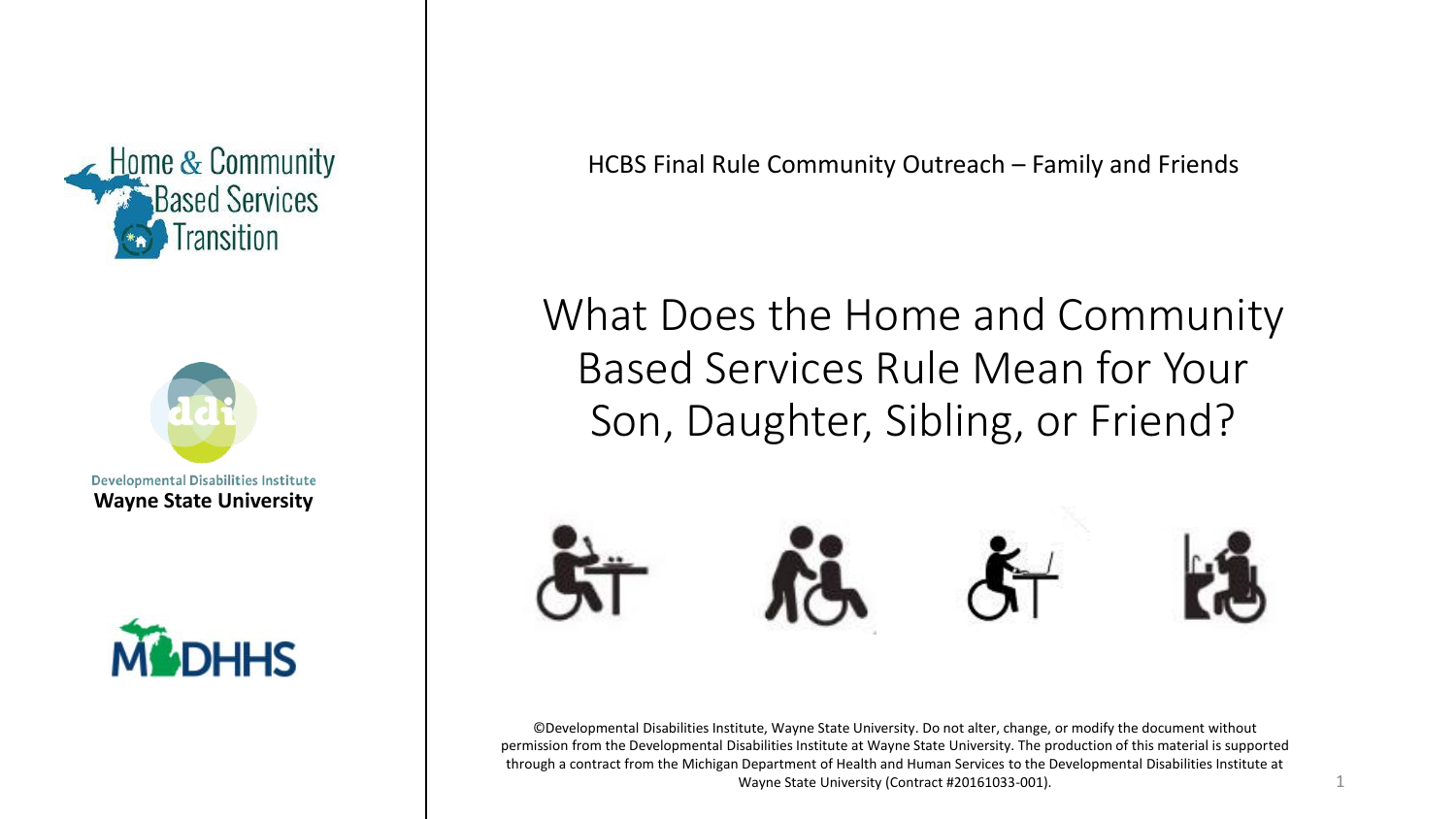Home & Community Based Services Transition

Developmental Disabilities Institute
**Wayne State University**

MDHHS

HCBS Final Rule Community Outreach – Family and Friends

# What Does the Home and Community Based Services Rule Mean for Your Son, Daughter, Sibling, or Friend?

©Developmental Disabilities Institute, Wayne State University. Do not alter, change, or modify the document without permission from the Developmental Disabilities Institute at Wayne State University. The production of this material is supported through a contract from the Michigan Department of Health and Human Services to the Developmental Disabilities Institute at Wayne State University (Contract #20161033-001).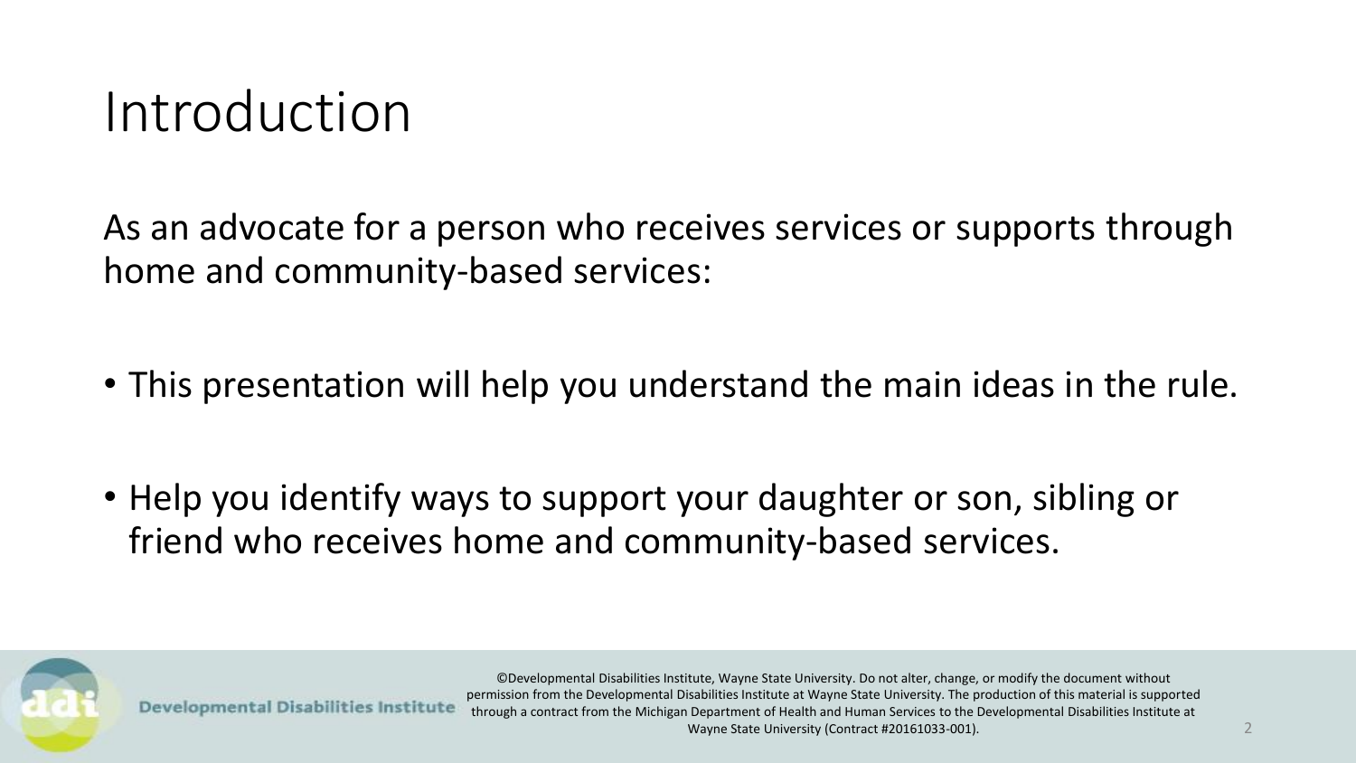# Introduction

As an advocate for a person who receives services or supports through home and community-based services:

- This presentation will help you understand the main ideas in the rule.
- Help you identify ways to support your daughter or son, sibling or friend who receives home and community-based services.

©Developmental Disabilities Institute, Wayne State University. Do not alter, change, or modify the document without permission from the Developmental Disabilities Institute at Wayne State University. The production of this material is supported through a contract from the Michigan Department of Health and Human Services to the Developmental Disabilities Institute at Wayne State University (Contract #20161033-001).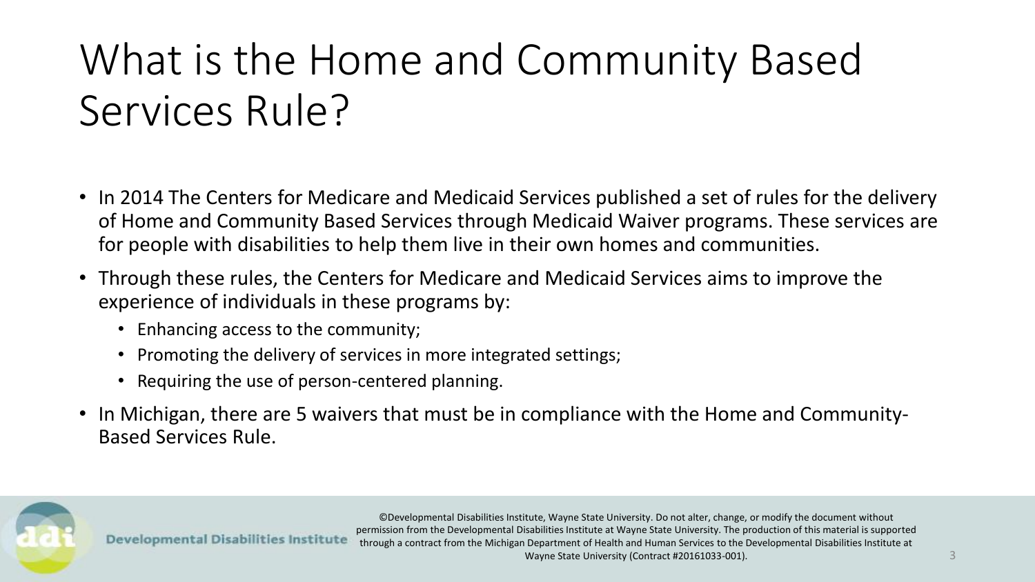# What is the Home and Community Based Services Rule?

- In 2014 The Centers for Medicare and Medicaid Services published a set of rules for the delivery of Home and Community Based Services through Medicaid Waiver programs. These services are for people with disabilities to help them live in their own homes and communities.
- Through these rules, the Centers for Medicare and Medicaid Services aims to improve the experience of individuals in these programs by:
  - Enhancing access to the community;
  - Promoting the delivery of services in more integrated settings;
  - Requiring the use of person-centered planning.
- In Michigan, there are 5 waivers that must be in compliance with the Home and Community-Based Services Rule.

Developmental Disabilities Institute

©Developmental Disabilities Institute, Wayne State University. Do not alter, change, or modify the document without permission from the Developmental Disabilities Institute at Wayne State University. The production of this material is supported through a contract from the Michigan Department of Health and Human Services to the Developmental Disabilities Institute at Wayne State University (Contract #20161033-001).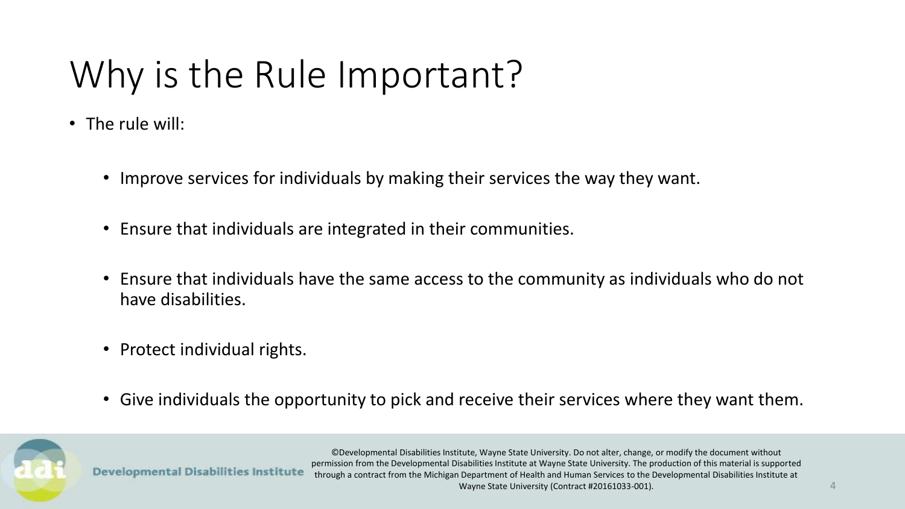# Why is the Rule Important?

- The rule will:
  - Improve services for individuals by making their services the way they want.
  - Ensure that individuals are integrated in their communities.
  - Ensure that individuals have the same access to the community as individuals who do not have disabilities.
  - Protect individual rights.
  - Give individuals the opportunity to pick and receive their services where they want them.

Developmental Disabilities Institute

©Developmental Disabilities Institute, Wayne State University. Do not alter, change, or modify the document without permission from the Developmental Disabilities Institute at Wayne State University. The production of this material is supported through a contract from the Michigan Department of Health and Human Services to the Developmental Disabilities Institute at Wayne State University (Contract #20161033-001).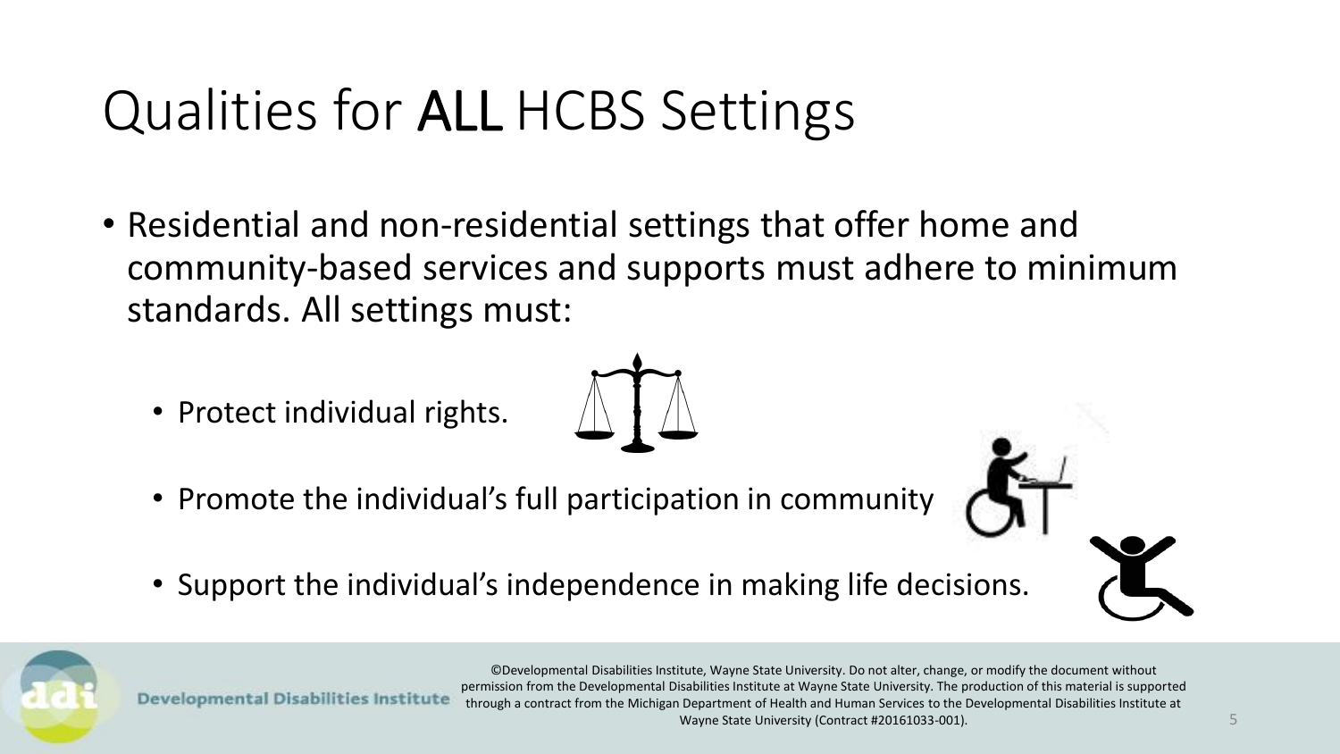# Qualities for **ALL** HCBS Settings

- Residential and non-residential settings that offer home and community-based services and supports must adhere to minimum standards. All settings must:
  - Protect individual rights.
  - Promote the individual's full participation in community
  - Support the individual's independence in making life decisions.

©Developmental Disabilities Institute, Wayne State University. Do not alter, change, or modify the document without permission from the Developmental Disabilities Institute at Wayne State University. The production of this material is supported through a contract from the Michigan Department of Health and Human Services to the Developmental Disabilities Institute at Wayne State University (Contract #20161033-001).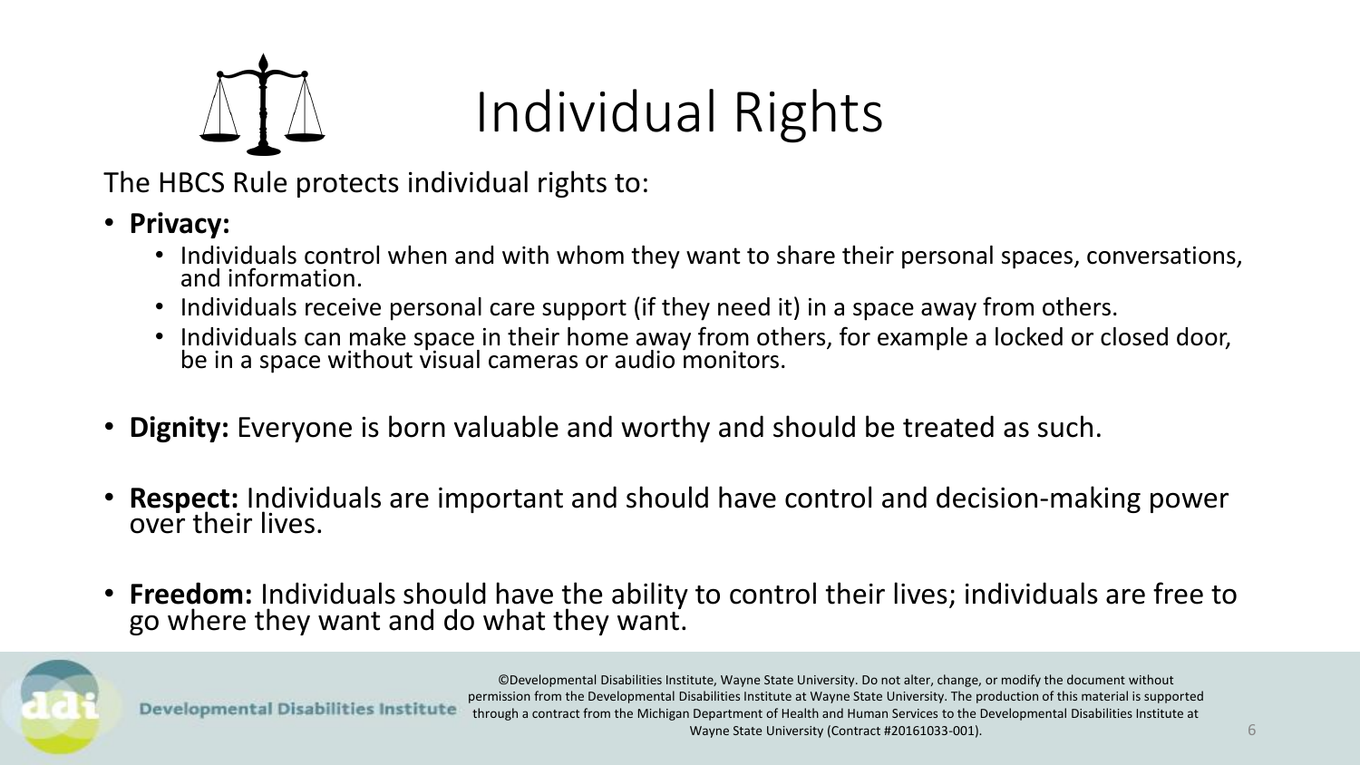# Individual Rights

The HBCS Rule protects individual rights to:

- **Privacy:**
  - Individuals control when and with whom they want to share their personal spaces, conversations, and information.
  - Individuals receive personal care support (if they need it) in a space away from others.
  - Individuals can make space in their home away from others, for example a locked or closed door, be in a space without visual cameras or audio monitors.
- **Dignity:** Everyone is born valuable and worthy and should be treated as such.
- **Respect:** Individuals are important and should have control and decision-making power over their lives.
- **Freedom:** Individuals should have the ability to control their lives; individuals are free to go where they want and do what they want.

Developmental Disabilities Institute

©Developmental Disabilities Institute, Wayne State University. Do not alter, change, or modify the document without permission from the Developmental Disabilities Institute at Wayne State University. The production of this material is supported through a contract from the Michigan Department of Health and Human Services to the Developmental Disabilities Institute at Wayne State University (Contract #20161033-001).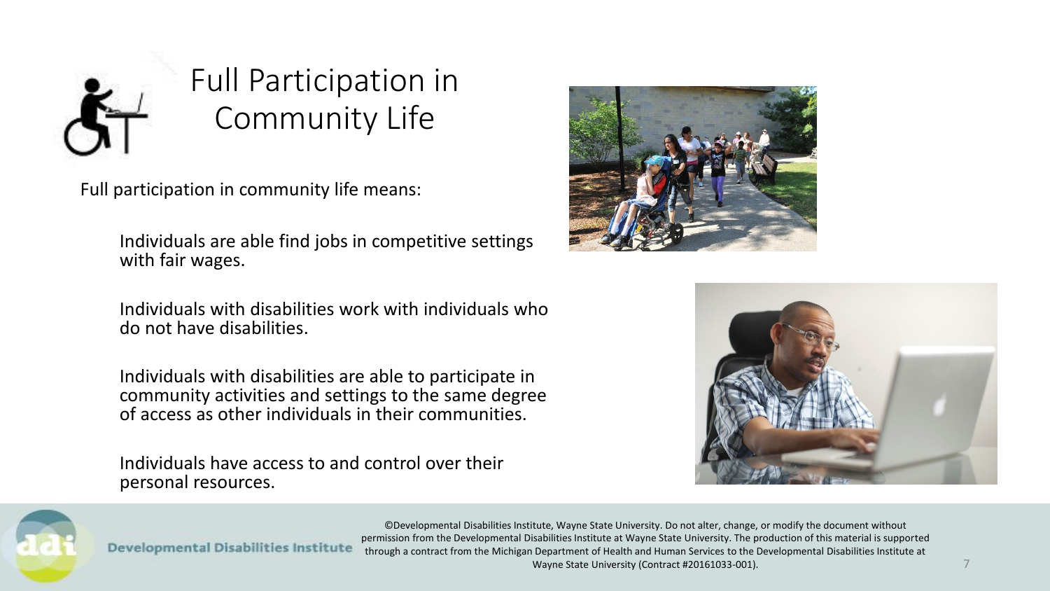# Full Participation in Community Life

Full participation in community life means:

Individuals are able find jobs in competitive settings with fair wages.

Individuals with disabilities work with individuals who do not have disabilities.

Individuals with disabilities are able to participate in community activities and settings to the same degree of access as other individuals in their communities.

Individuals have access to and control over their personal resources.

Developmental Disabilities Institute

©Developmental Disabilities Institute, Wayne State University. Do not alter, change, or modify the document without permission from the Developmental Disabilities Institute at Wayne State University. The production of this material is supported through a contract from the Michigan Department of Health and Human Services to the Developmental Disabilities Institute at Wayne State University (Contract #20161033-001).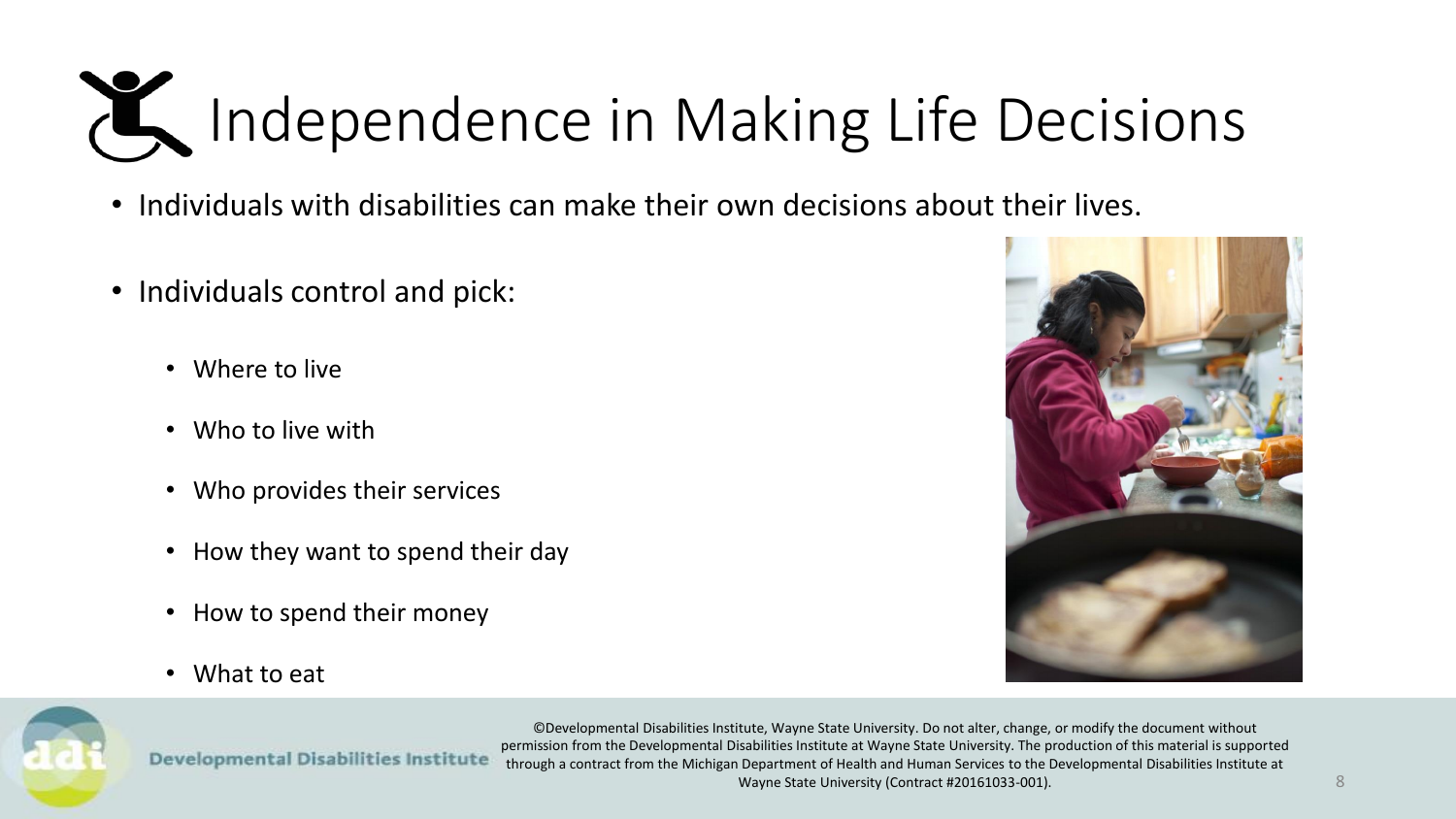# Independence in Making Life Decisions

- Individuals with disabilities can make their own decisions about their lives.
- Individuals control and pick:
  - Where to live
  - Who to live with
  - Who provides their services
  - How they want to spend their day
  - How to spend their money
  - What to eat

©Developmental Disabilities Institute, Wayne State University. Do not alter, change, or modify the document without permission from the Developmental Disabilities Institute at Wayne State University. The production of this material is supported through a contract from the Michigan Department of Health and Human Services to the Developmental Disabilities Institute at Wayne State University (Contract #20161033-001).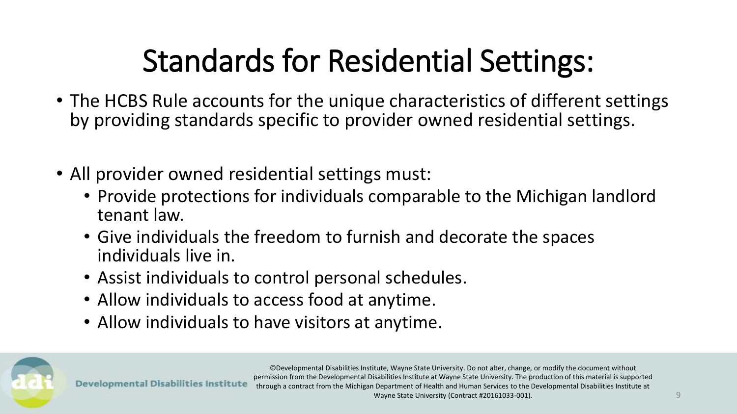# Standards for Residential Settings:

- The HCBS Rule accounts for the unique characteristics of different settings by providing standards specific to provider owned residential settings.

- All provider owned residential settings must:
  - Provide protections for individuals comparable to the Michigan landlord tenant law.
  - Give individuals the freedom to furnish and decorate the spaces individuals live in.
  - Assist individuals to control personal schedules.
  - Allow individuals to access food at anytime.
  - Allow individuals to have visitors at anytime.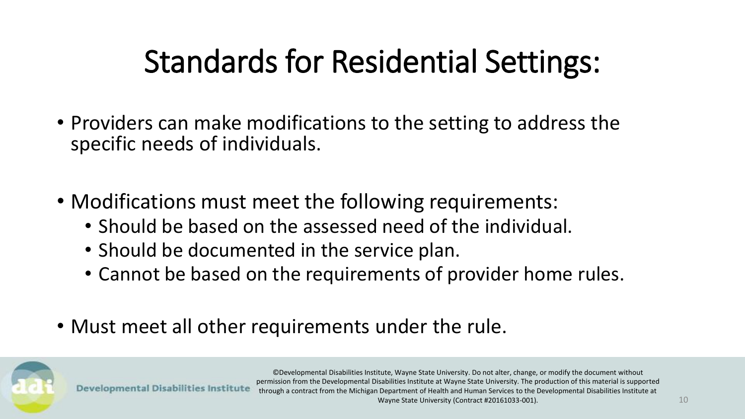# Standards for Residential Settings:

- Providers can make modifications to the setting to address the specific needs of individuals.

- Modifications must meet the following requirements:
  - Should be based on the assessed need of the individual.
  - Should be documented in the service plan.
  - Cannot be based on the requirements of provider home rules.

- Must meet all other requirements under the rule.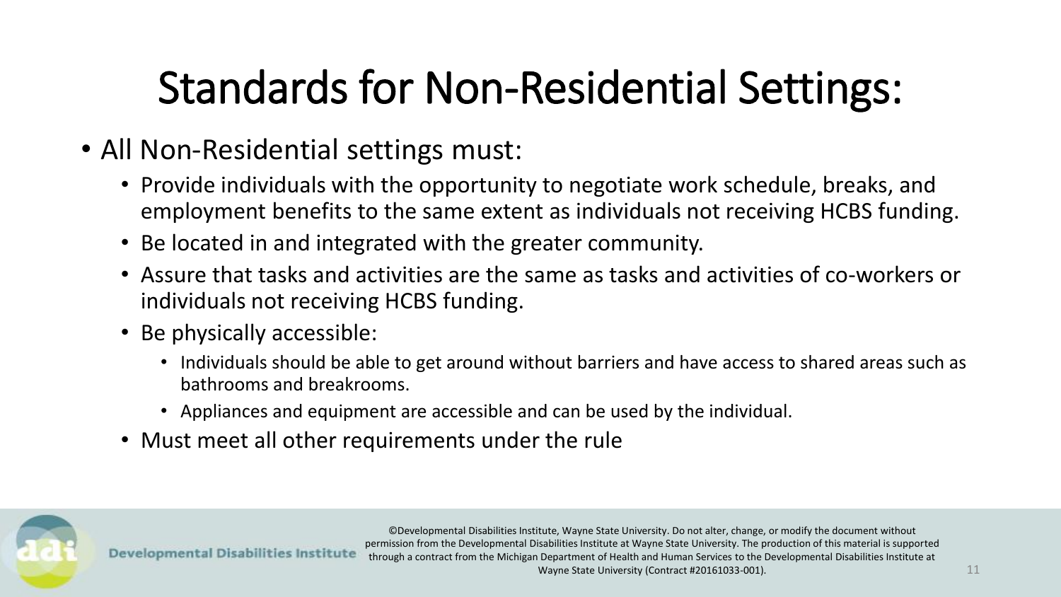# Standards for Non-Residential Settings:

- All Non-Residential settings must:
  - Provide individuals with the opportunity to negotiate work schedule, breaks, and employment benefits to the same extent as individuals not receiving HCBS funding.
  - Be located in and integrated with the greater community.
  - Assure that tasks and activities are the same as tasks and activities of co-workers or individuals not receiving HCBS funding.
  - Be physically accessible:
    - Individuals should be able to get around without barriers and have access to shared areas such as bathrooms and breakrooms.
    - Appliances and equipment are accessible and can be used by the individual.
  - Must meet all other requirements under the rule

©Developmental Disabilities Institute, Wayne State University. Do not alter, change, or modify the document without permission from the Developmental Disabilities Institute at Wayne State University. The production of this material is supported through a contract from the Michigan Department of Health and Human Services to the Developmental Disabilities Institute at Wayne State University (Contract #20161033-001).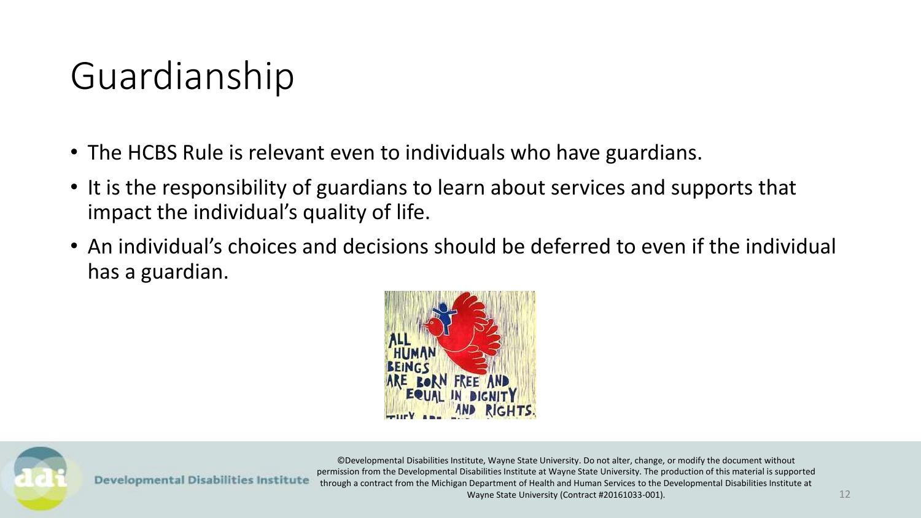# Guardianship

- The HCBS Rule is relevant even to individuals who have guardians.
- It is the responsibility of guardians to learn about services and supports that impact the individual's quality of life.
- An individual's choices and decisions should be deferred to even if the individual has a guardian.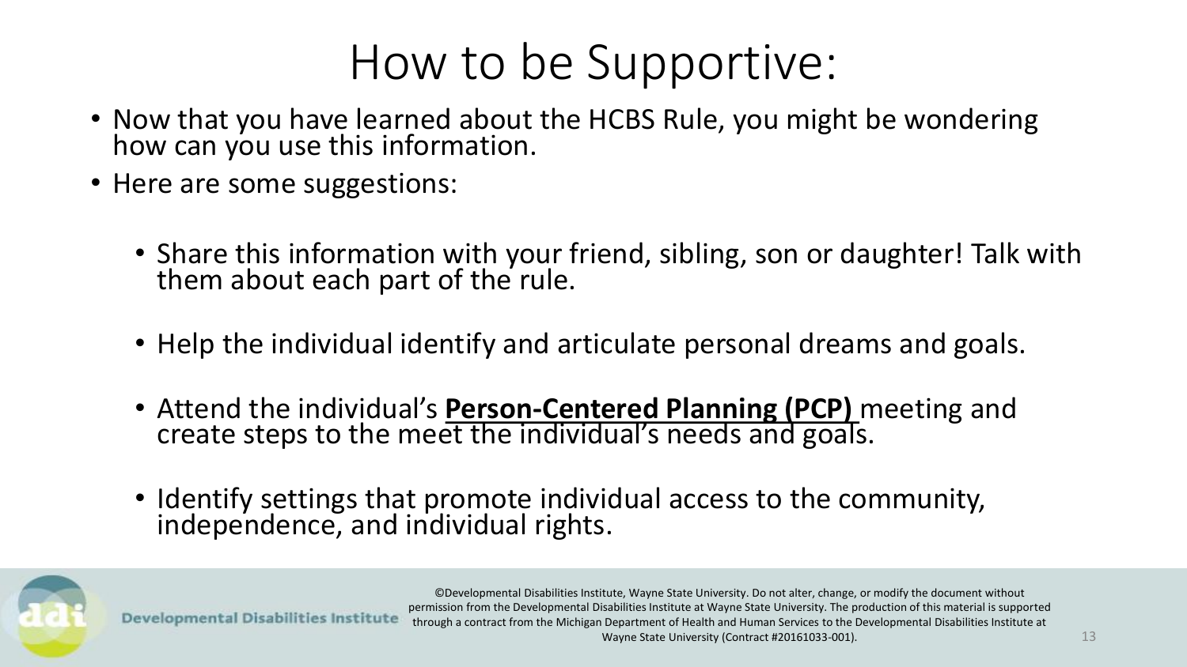# How to be Supportive:

- Now that you have learned about the HCBS Rule, you might be wondering how can you use this information.
- Here are some suggestions:
  - Share this information with your friend, sibling, son or daughter! Talk with them about each part of the rule.
  - Help the individual identify and articulate personal dreams and goals.
  - Attend the individual's **Person-Centered Planning (PCP)** meeting and create steps to the meet the individual's needs and goals.
  - Identify settings that promote individual access to the community, independence, and individual rights.

Developmental Disabilities Institute

©Developmental Disabilities Institute, Wayne State University. Do not alter, change, or modify the document without permission from the Developmental Disabilities Institute at Wayne State University. The production of this material is supported through a contract from the Michigan Department of Health and Human Services to the Developmental Disabilities Institute at Wayne State University (Contract #20161033-001).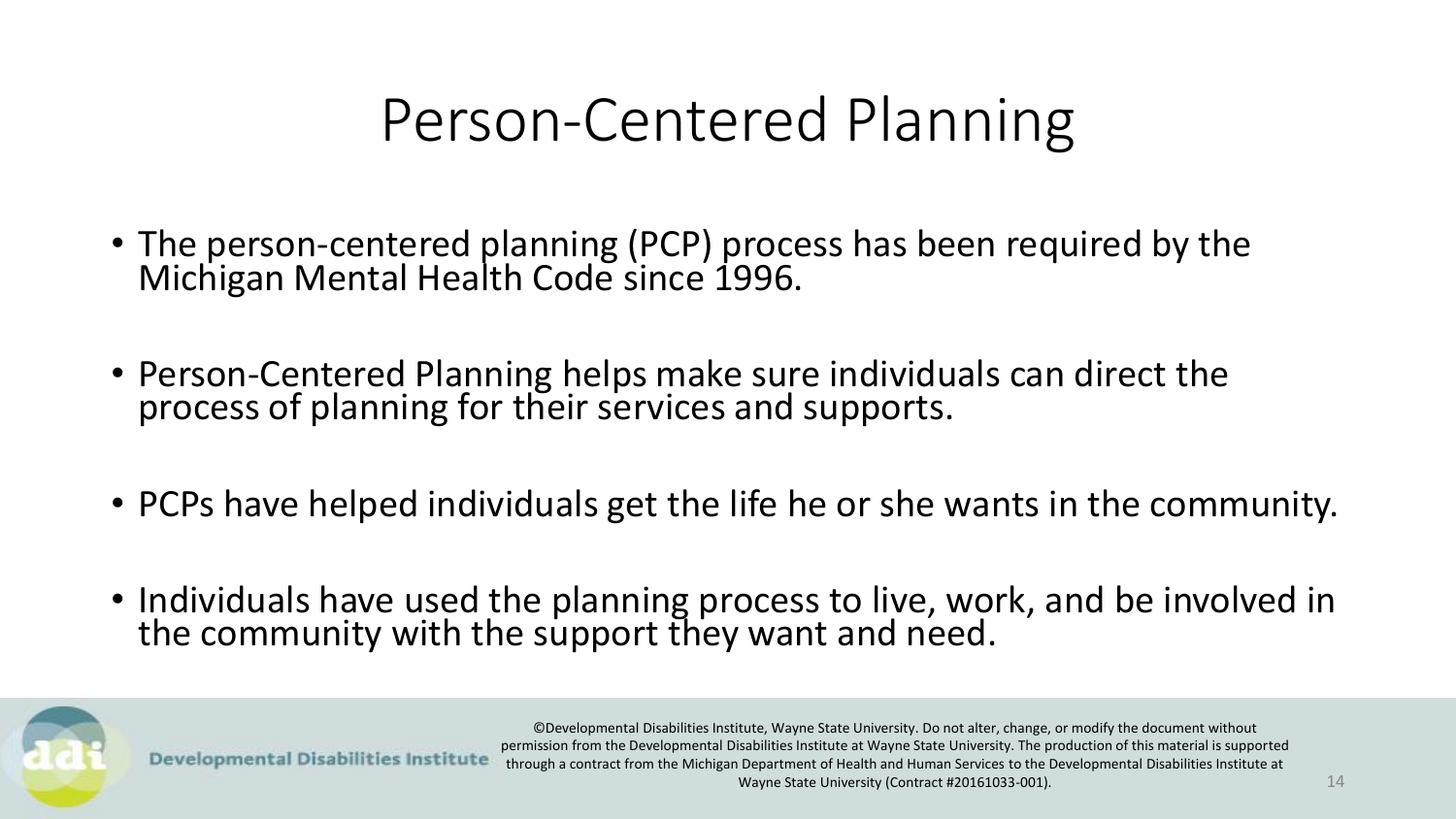# Person-Centered Planning

- The person-centered planning (PCP) process has been required by the Michigan Mental Health Code since 1996.
- Person-Centered Planning helps make sure individuals can direct the process of planning for their services and supports.
- PCPs have helped individuals get the life he or she wants in the community.
- Individuals have used the planning process to live, work, and be involved in the community with the support they want and need.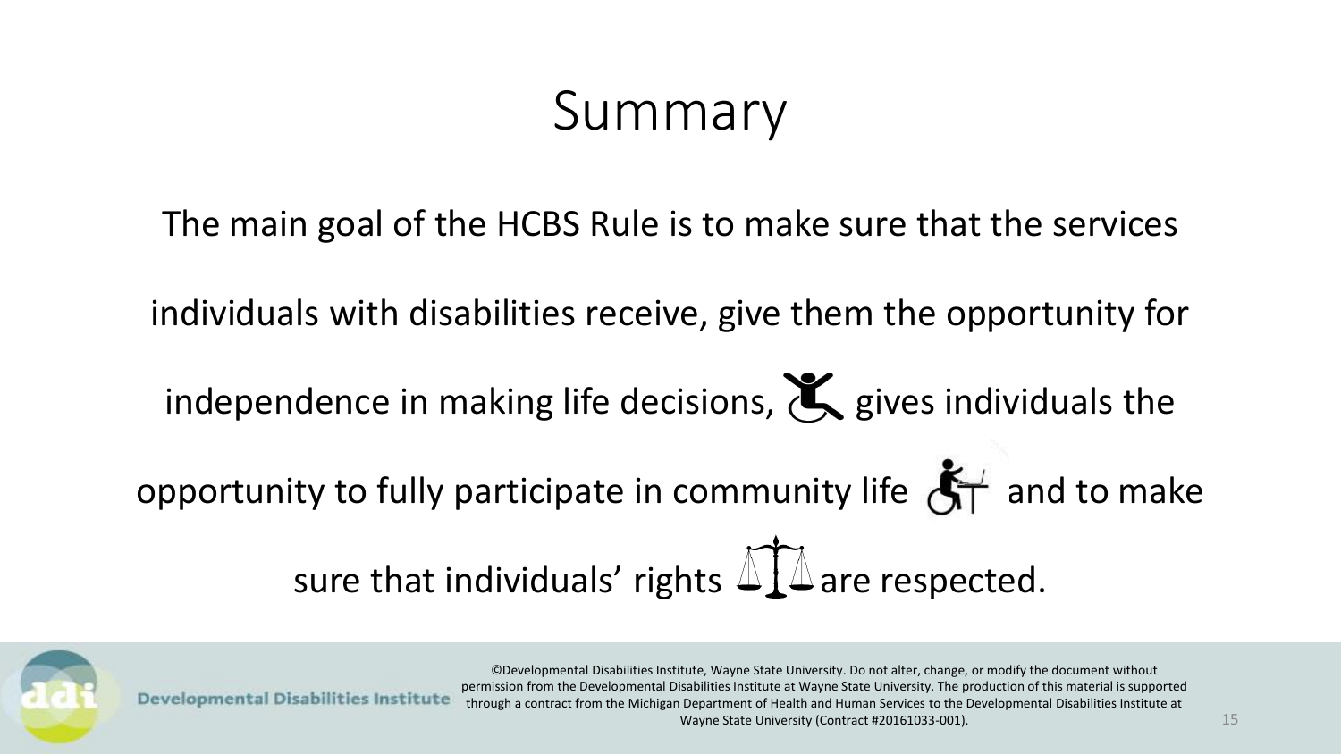# Summary

The main goal of the HCBS Rule is to make sure that the services individuals with disabilities receive, give them the opportunity for independence in making life decisions, gives individuals the opportunity to fully participate in community life and to make sure that individuals' rights are respected.

©Developmental Disabilities Institute, Wayne State University. Do not alter, change, or modify the document without permission from the Developmental Disabilities Institute at Wayne State University. The production of this material is supported through a contract from the Michigan Department of Health and Human Services to the Developmental Disabilities Institute at Wayne State University (Contract #20161033-001).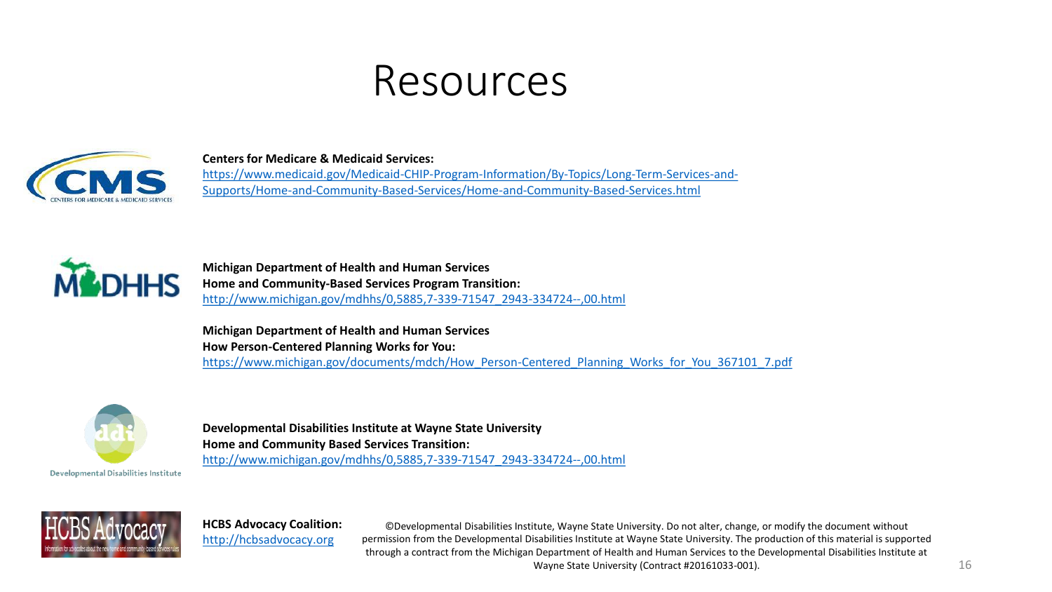# Resources

**Centers for Medicare & Medicaid Services:**
https://www.medicaid.gov/Medicaid-CHIP-Program-Information/By-Topics/Long-Term-Services-and-Supports/Home-and-Community-Based-Services/Home-and-Community-Based-Services.html

**Michigan Department of Health and Human Services**
**Home and Community-Based Services Program Transition:**
http://www.michigan.gov/mdhhs/0,5885,7-339-71547_2943-334724--,00.html

**Michigan Department of Health and Human Services**
**How Person-Centered Planning Works for You:**
https://www.michigan.gov/documents/mdch/How_Person-Centered_Planning_Works_for_You_367101_7.pdf

**Developmental Disabilities Institute at Wayne State University**
**Home and Community Based Services Transition:**
http://www.michigan.gov/mdhhs/0,5885,7-339-71547_2943-334724--,00.html

**HCBS Advocacy Coalition:**
http://hcbsadvocacy.org

©Developmental Disabilities Institute, Wayne State University. Do not alter, change, or modify the document without permission from the Developmental Disabilities Institute at Wayne State University. The production of this material is supported through a contract from the Michigan Department of Health and Human Services to the Developmental Disabilities Institute at Wayne State University (Contract #20161033-001).